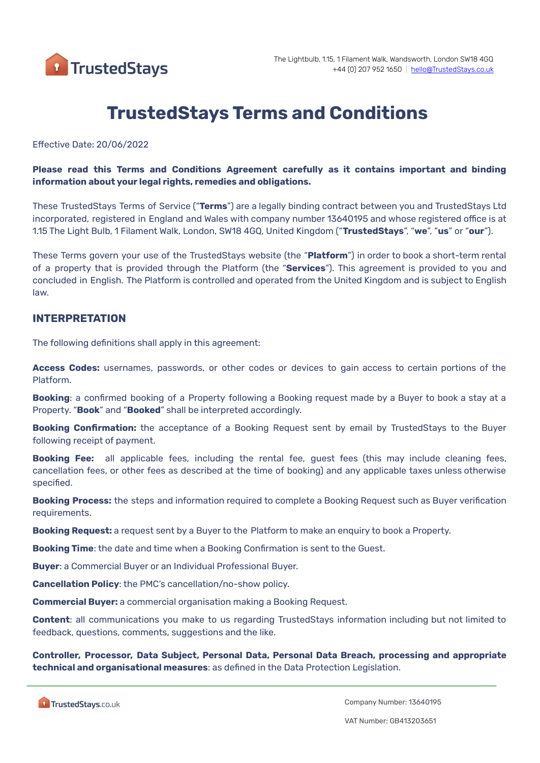# TrustedStays Terms and Conditions

Effective Date: 20/06/2022

**Please read this Terms and Conditions Agreement carefully as it contains important and binding information about your legal rights, remedies and obligations.**

These TrustedStays Terms of Service ("**Terms**") are a legally binding contract between you and TrustedStays Ltd incorporated, registered in England and Wales with company number 13640195 and whose registered office is at 1.15 The Light Bulb, 1 Filament Walk, London, SW18 4GQ, United Kingdom ("**TrustedStays**", "**we**", "**us**" or "**our**").

These Terms govern your use of the TrustedStays website (the "**Platform**") in order to book a short-term rental of a property that is provided through the Platform (the "**Services**"). This agreement is provided to you and concluded in English. The Platform is controlled and operated from the United Kingdom and is subject to English law.

## INTERPRETATION

The following definitions shall apply in this agreement:

**Access Codes:** usernames, passwords, or other codes or devices to gain access to certain portions of the Platform.

**Booking**: a confirmed booking of a Property following a Booking request made by a Buyer to book a stay at a Property. "**Book**" and "**Booked**" shall be interpreted accordingly.

**Booking Confirmation:** the acceptance of a Booking Request sent by email by TrustedStays to the Buyer following receipt of payment.

**Booking Fee:** all applicable fees, including the rental fee, guest fees (this may include cleaning fees, cancellation fees, or other fees as described at the time of booking) and any applicable taxes unless otherwise specified.

**Booking Process:** the steps and information required to complete a Booking Request such as Buyer verification requirements.

**Booking Request:** a request sent by a Buyer to the Platform to make an enquiry to book a Property.

**Booking Time**: the date and time when a Booking Confirmation is sent to the Guest.

**Buyer**: a Commercial Buyer or an Individual Professional Buyer.

**Cancellation Policy**: the PMC's cancellation/no-show policy.

**Commercial Buyer:** a commercial organisation making a Booking Request.

**Content**: all communications you make to us regarding TrustedStays information including but not limited to feedback, questions, comments, suggestions and the like.

**Controller, Processor, Data Subject, Personal Data, Personal Data Breach, processing and appropriate technical and organisational measures**: as defined in the Data Protection Legislation.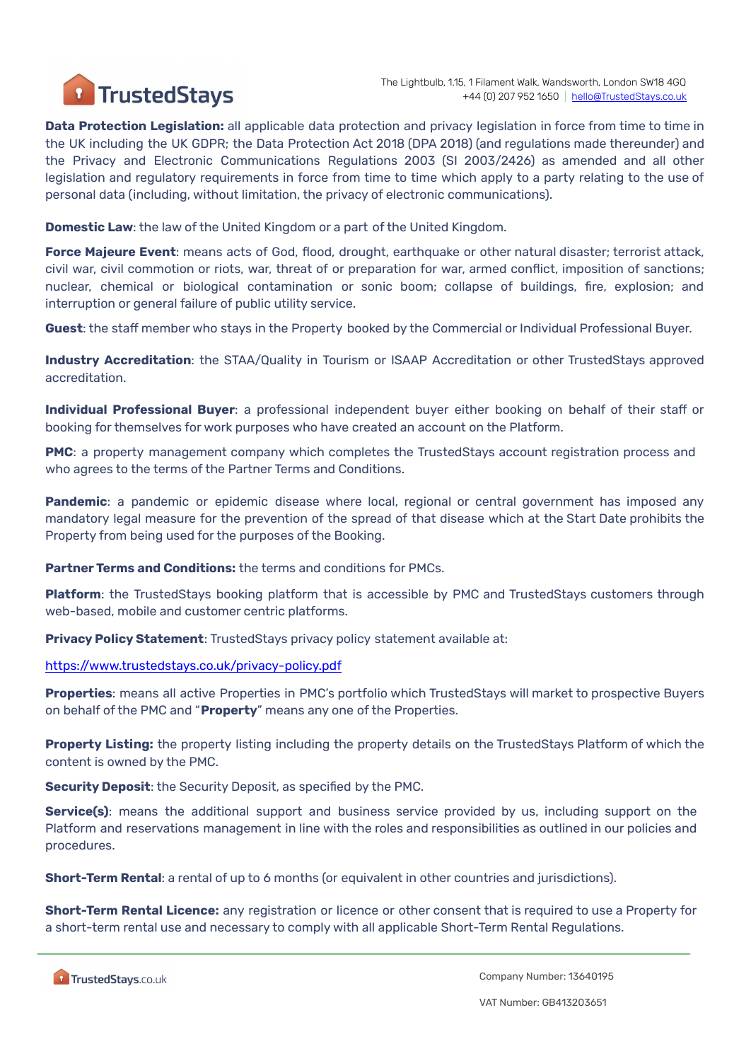**Data Protection Legislation:** all applicable data protection and privacy legislation in force from time to time in the UK including the UK GDPR; the Data Protection Act 2018 (DPA 2018) (and regulations made thereunder) and the Privacy and Electronic Communications Regulations 2003 (SI 2003/2426) as amended and all other legislation and regulatory requirements in force from time to time which apply to a party relating to the use of personal data (including, without limitation, the privacy of electronic communications).

**Domestic Law**: the law of the United Kingdom or a part of the United Kingdom.

**Force Majeure Event**: means acts of God, flood, drought, earthquake or other natural disaster; terrorist attack, civil war, civil commotion or riots, war, threat of or preparation for war, armed conflict, imposition of sanctions; nuclear, chemical or biological contamination or sonic boom; collapse of buildings, fire, explosion; and interruption or general failure of public utility service.

**Guest**: the staff member who stays in the Property booked by the Commercial or Individual Professional Buyer.

**Industry Accreditation**: the STAA/Quality in Tourism or ISAAP Accreditation or other TrustedStays approved accreditation.

**Individual Professional Buyer**: a professional independent buyer either booking on behalf of their staff or booking for themselves for work purposes who have created an account on the Platform.

**PMC**: a property management company which completes the TrustedStays account registration process and who agrees to the terms of the Partner Terms and Conditions.

**Pandemic**: a pandemic or epidemic disease where local, regional or central government has imposed any mandatory legal measure for the prevention of the spread of that disease which at the Start Date prohibits the Property from being used for the purposes of the Booking.

**Partner Terms and Conditions:** the terms and conditions for PMCs.

**Platform**: the TrustedStays booking platform that is accessible by PMC and TrustedStays customers through web-based, mobile and customer centric platforms.

**Privacy Policy Statement**: TrustedStays privacy policy statement available at:

https://www.trustedstays.co.uk/privacy-policy.pdf

**Properties**: means all active Properties in PMC's portfolio which TrustedStays will market to prospective Buyers on behalf of the PMC and "**Property**" means any one of the Properties.

**Property Listing:** the property listing including the property details on the TrustedStays Platform of which the content is owned by the PMC.

**Security Deposit**: the Security Deposit, as specified by the PMC.

**Service(s)**: means the additional support and business service provided by us, including support on the Platform and reservations management in line with the roles and responsibilities as outlined in our policies and procedures.

**Short-Term Rental**: a rental of up to 6 months (or equivalent in other countries and jurisdictions).

**Short-Term Rental Licence:** any registration or licence or other consent that is required to use a Property for a short-term rental use and necessary to comply with all applicable Short-Term Rental Regulations.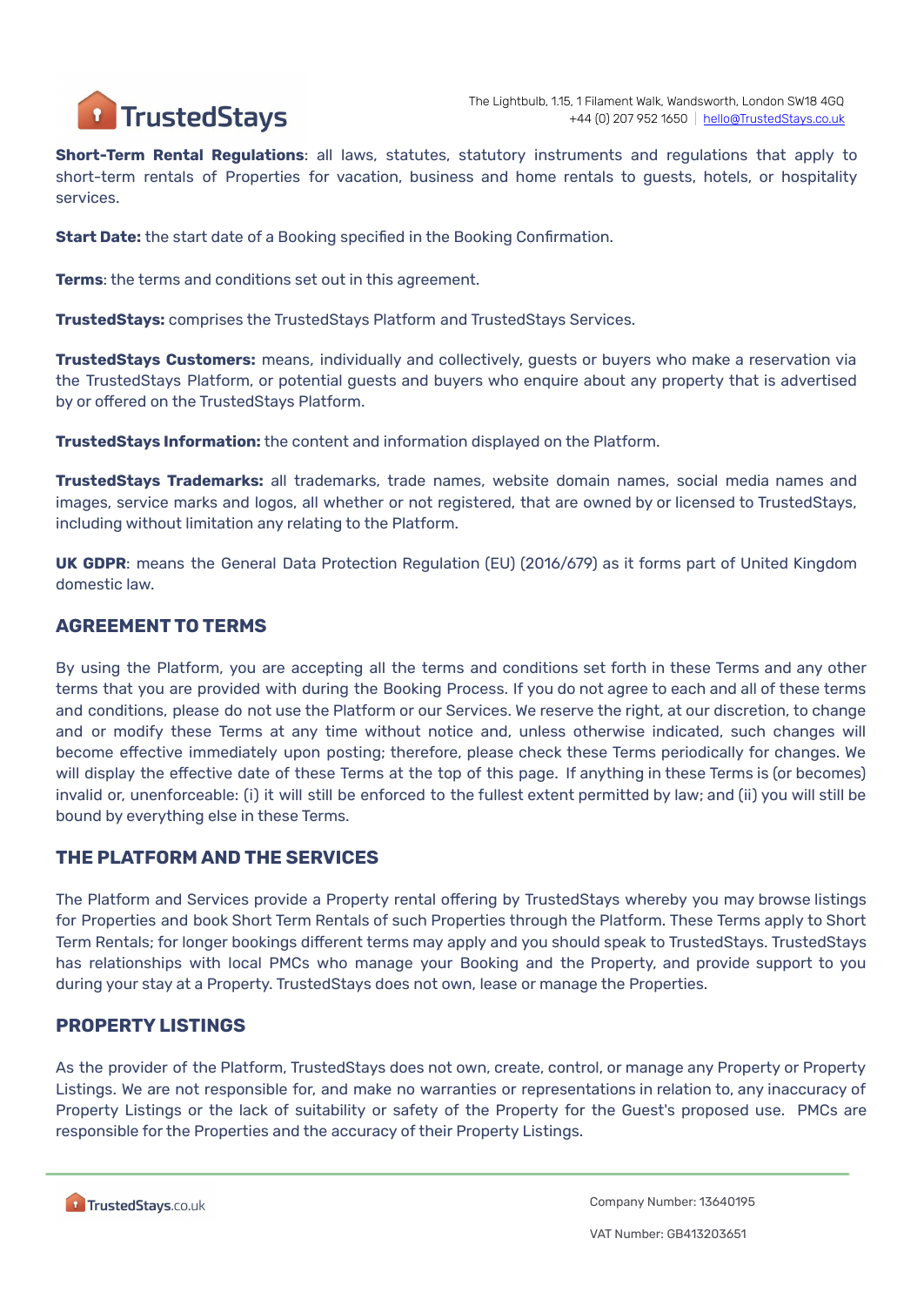**Short-Term Rental Regulations**: all laws, statutes, statutory instruments and regulations that apply to short-term rentals of Properties for vacation, business and home rentals to guests, hotels, or hospitality services.

**Start Date:** the start date of a Booking specified in the Booking Confirmation.

**Terms**: the terms and conditions set out in this agreement.

**TrustedStays:** comprises the TrustedStays Platform and TrustedStays Services.

**TrustedStays Customers:** means, individually and collectively, guests or buyers who make a reservation via the TrustedStays Platform, or potential guests and buyers who enquire about any property that is advertised by or offered on the TrustedStays Platform.

**TrustedStays Information:** the content and information displayed on the Platform.

**TrustedStays Trademarks:** all trademarks, trade names, website domain names, social media names and images, service marks and logos, all whether or not registered, that are owned by or licensed to TrustedStays, including without limitation any relating to the Platform.

**UK GDPR**: means the General Data Protection Regulation (EU) (2016/679) as it forms part of United Kingdom domestic law.

## AGREEMENT TO TERMS

By using the Platform, you are accepting all the terms and conditions set forth in these Terms and any other terms that you are provided with during the Booking Process. If you do not agree to each and all of these terms and conditions, please do not use the Platform or our Services. We reserve the right, at our discretion, to change and or modify these Terms at any time without notice and, unless otherwise indicated, such changes will become effective immediately upon posting; therefore, please check these Terms periodically for changes. We will display the effective date of these Terms at the top of this page. If anything in these Terms is (or becomes) invalid or, unenforceable: (i) it will still be enforced to the fullest extent permitted by law; and (ii) you will still be bound by everything else in these Terms.

## THE PLATFORM AND THE SERVICES

The Platform and Services provide a Property rental offering by TrustedStays whereby you may browse listings for Properties and book Short Term Rentals of such Properties through the Platform. These Terms apply to Short Term Rentals; for longer bookings different terms may apply and you should speak to TrustedStays. TrustedStays has relationships with local PMCs who manage your Booking and the Property, and provide support to you during your stay at a Property. TrustedStays does not own, lease or manage the Properties.

## PROPERTY LISTINGS

As the provider of the Platform, TrustedStays does not own, create, control, or manage any Property or Property Listings. We are not responsible for, and make no warranties or representations in relation to, any inaccuracy of Property Listings or the lack of suitability or safety of the Property for the Guest's proposed use. PMCs are responsible for the Properties and the accuracy of their Property Listings.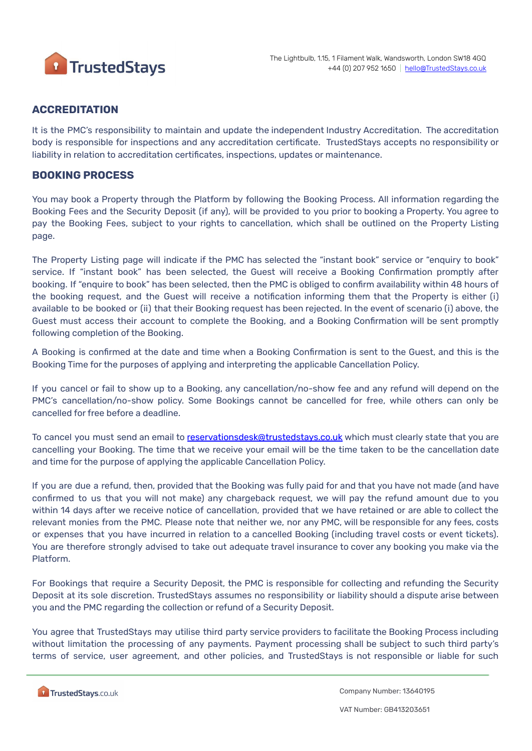## ACCREDITATION

It is the PMC's responsibility to maintain and update the independent Industry Accreditation. The accreditation body is responsible for inspections and any accreditation certificate. TrustedStays accepts no responsibility or liability in relation to accreditation certificates, inspections, updates or maintenance.

## BOOKING PROCESS

You may book a Property through the Platform by following the Booking Process. All information regarding the Booking Fees and the Security Deposit (if any), will be provided to you prior to booking a Property. You agree to pay the Booking Fees, subject to your rights to cancellation, which shall be outlined on the Property Listing page.

The Property Listing page will indicate if the PMC has selected the "instant book" service or "enquiry to book" service. If "instant book" has been selected, the Guest will receive a Booking Confirmation promptly after booking. If "enquire to book" has been selected, then the PMC is obliged to confirm availability within 48 hours of the booking request, and the Guest will receive a notification informing them that the Property is either (i) available to be booked or (ii) that their Booking request has been rejected. In the event of scenario (i) above, the Guest must access their account to complete the Booking, and a Booking Confirmation will be sent promptly following completion of the Booking.

A Booking is confirmed at the date and time when a Booking Confirmation is sent to the Guest, and this is the Booking Time for the purposes of applying and interpreting the applicable Cancellation Policy.

If you cancel or fail to show up to a Booking, any cancellation/no-show fee and any refund will depend on the PMC's cancellation/no-show policy. Some Bookings cannot be cancelled for free, while others can only be cancelled for free before a deadline.

To cancel you must send an email to reservationsdesk@trustedstays.co.uk which must clearly state that you are cancelling your Booking. The time that we receive your email will be the time taken to be the cancellation date and time for the purpose of applying the applicable Cancellation Policy.

If you are due a refund, then, provided that the Booking was fully paid for and that you have not made (and have confirmed to us that you will not make) any chargeback request, we will pay the refund amount due to you within 14 days after we receive notice of cancellation, provided that we have retained or are able to collect the relevant monies from the PMC. Please note that neither we, nor any PMC, will be responsible for any fees, costs or expenses that you have incurred in relation to a cancelled Booking (including travel costs or event tickets). You are therefore strongly advised to take out adequate travel insurance to cover any booking you make via the Platform.

For Bookings that require a Security Deposit, the PMC is responsible for collecting and refunding the Security Deposit at its sole discretion. TrustedStays assumes no responsibility or liability should a dispute arise between you and the PMC regarding the collection or refund of a Security Deposit.

You agree that TrustedStays may utilise third party service providers to facilitate the Booking Process including without limitation the processing of any payments. Payment processing shall be subject to such third party's terms of service, user agreement, and other policies, and TrustedStays is not responsible or liable for such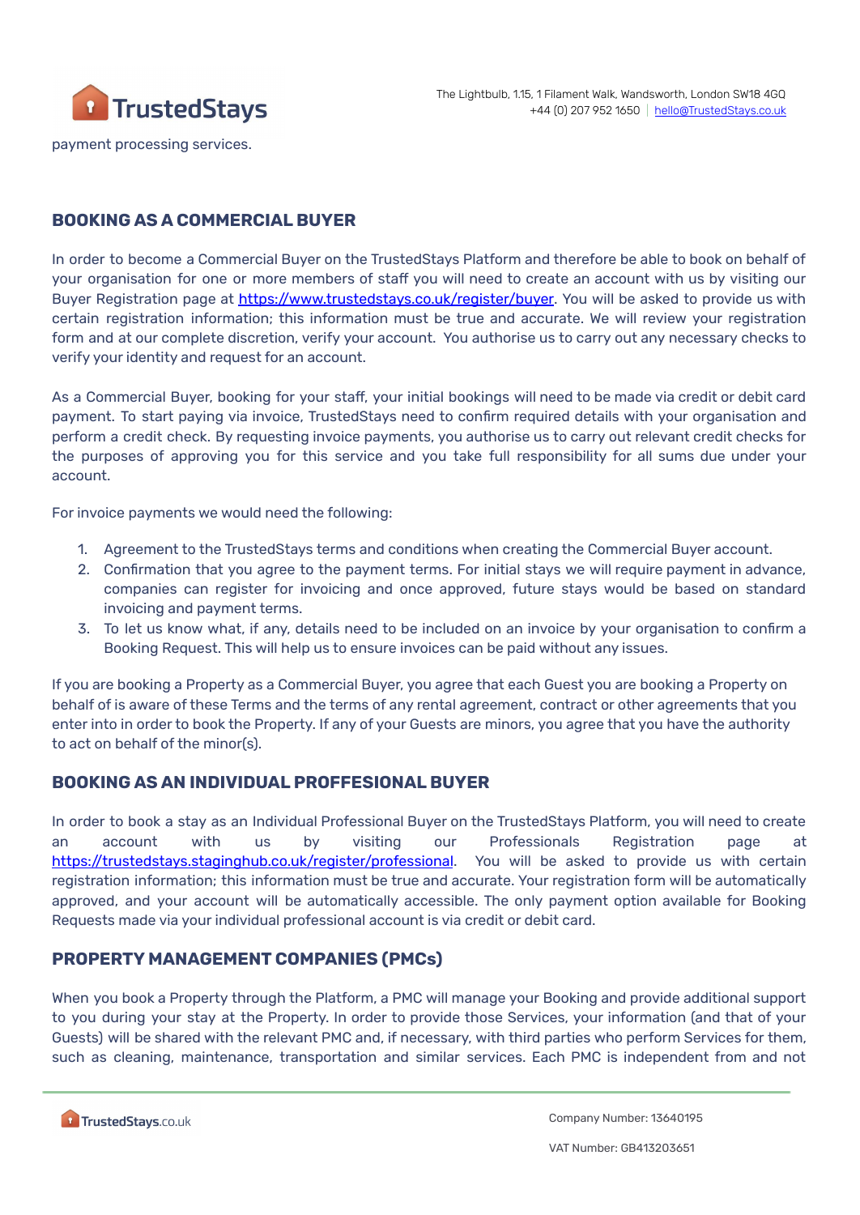payment processing services.

## BOOKING AS A COMMERCIAL BUYER

In order to become a Commercial Buyer on the TrustedStays Platform and therefore be able to book on behalf of your organisation for one or more members of staff you will need to create an account with us by visiting our Buyer Registration page at https://www.trustedstays.co.uk/register/buyer. You will be asked to provide us with certain registration information; this information must be true and accurate. We will review your registration form and at our complete discretion, verify your account. You authorise us to carry out any necessary checks to verify your identity and request for an account.

As a Commercial Buyer, booking for your staff, your initial bookings will need to be made via credit or debit card payment. To start paying via invoice, TrustedStays need to confirm required details with your organisation and perform a credit check. By requesting invoice payments, you authorise us to carry out relevant checks for the purposes of approving you for this service and you take full responsibility for all sums due under your account.

For invoice payments we would need the following:

1. Agreement to the TrustedStays terms and conditions when creating the Commercial Buyer account.
2. Confirmation that you agree to the payment terms. For initial stays we will require payment in advance, companies can register for invoicing and once approved, future stays would be based on standard invoicing and payment terms.
3. To let us know what, if any, details need to be included on an invoice by your organisation to confirm a Booking Request. This will help us to ensure invoices can be paid without any issues.

If you are booking a Property as a Commercial Buyer, you agree that each Guest you are booking a Property on behalf of is aware of these Terms and the terms of any rental agreement, contract or other agreements that you enter into in order to book the Property. If any of your Guests are minors, you agree that you have the authority to act on behalf of the minor(s).

## BOOKING AS AN INDIVIDUAL PROFFESIONAL BUYER

In order to book a stay as an Individual Professional Buyer on the TrustedStays Platform, you will need to create an account with us by visiting our Professionals Registration page at https://trustedstays.staginghub.co.uk/register/professional. You will be asked to provide us with certain registration information; this information must be true and accurate. Your registration form will be automatically approved, and your account will be automatically accessible. The only payment option available for Booking Requests made via your individual professional account is via credit or debit card.

## PROPERTY MANAGEMENT COMPANIES (PMCs)

When you book a Property through the Platform, a PMC will manage your Booking and provide additional support to you during your stay at the Property. In order to provide those Services, your information (and that of your Guests) will be shared with the relevant PMC and, if necessary, with third parties who perform Services for them, such as cleaning, maintenance, transportation and similar services. Each PMC is independent from and not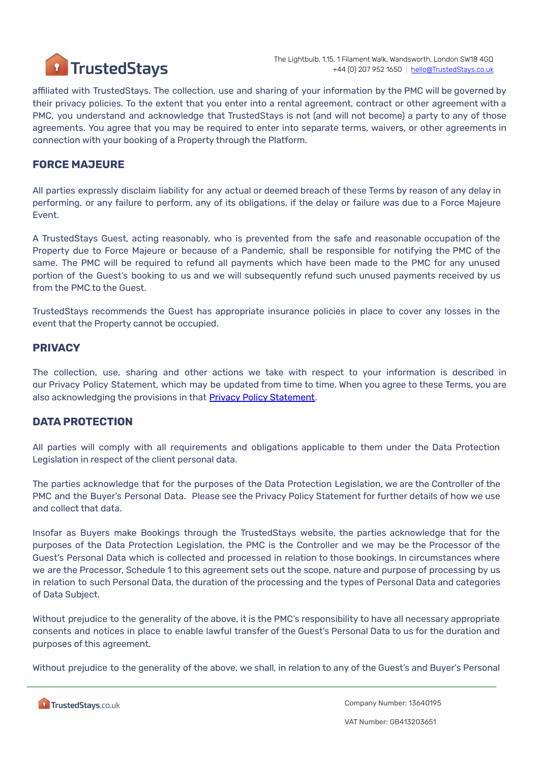affiliated with TrustedStays. The collection, use and sharing of your information by the PMC will be governed by their privacy policies. To the extent that you enter into a rental agreement, contract or other agreement with a PMC, you understand and acknowledge that TrustedStays is not (and will not become) a party to any of those agreements. You agree that you may be required to enter into separate terms, waivers, or other agreements in connection with your booking of a Property through the Platform.

## FORCE MAJEURE

All parties expressly disclaim liability for any actual or deemed breach of these Terms by reason of any delay in performing, or any failure to perform, any of its obligations, if the delay or failure was due to a Force Majeure Event.

A TrustedStays Guest, acting reasonably, who is prevented from the safe and reasonable occupation of the Property due to Force Majeure or because of a Pandemic, shall be responsible for notifying the PMC of the same. The PMC will be required to refund all payments which have been made to the PMC for any unused portion of the Guest's booking to us and we will subsequently refund such unused payments received by us from the PMC to the Guest.

TrustedStays recommends the Guest has appropriate insurance policies in place to cover any losses in the event that the Property cannot be occupied.

## PRIVACY

The collection, use, sharing and other actions we take with respect to your information is described in our Privacy Policy Statement, which may be updated from time to time. When you agree to these Terms, you are also acknowledging the provisions in that Privacy Policy Statement.

## DATA PROTECTION

All parties will comply with all requirements and obligations applicable to them under the Data Protection Legislation in respect of the client personal data.

The parties acknowledge that for the purposes of the Data Protection Legislation, we are the Controller of the PMC and the Buyer's Personal Data. Please see the Privacy Policy Statement for further details of how we use and collect that data.

Insofar as Buyers make Bookings through the TrustedStays website, the parties acknowledge that for the purposes of the Data Protection Legislation, the PMC is the Controller and we may be the Processor of the Guest's Personal Data which is collected and processed in relation to those bookings. In circumstances where we are the Processor, Schedule 1 to this agreement sets out the scope, nature and purpose of processing by us in relation to such Personal Data, the duration of the processing and the types of Personal Data and categories of Data Subject.

Without prejudice to the generality of the above, it is the PMC's responsibility to have all necessary appropriate consents and notices in place to enable lawful transfer of the Guest's Personal Data to us for the duration and purposes of this agreement.

Without prejudice to the generality of the above, we shall, in relation to any of the Guest's and Buyer's Personal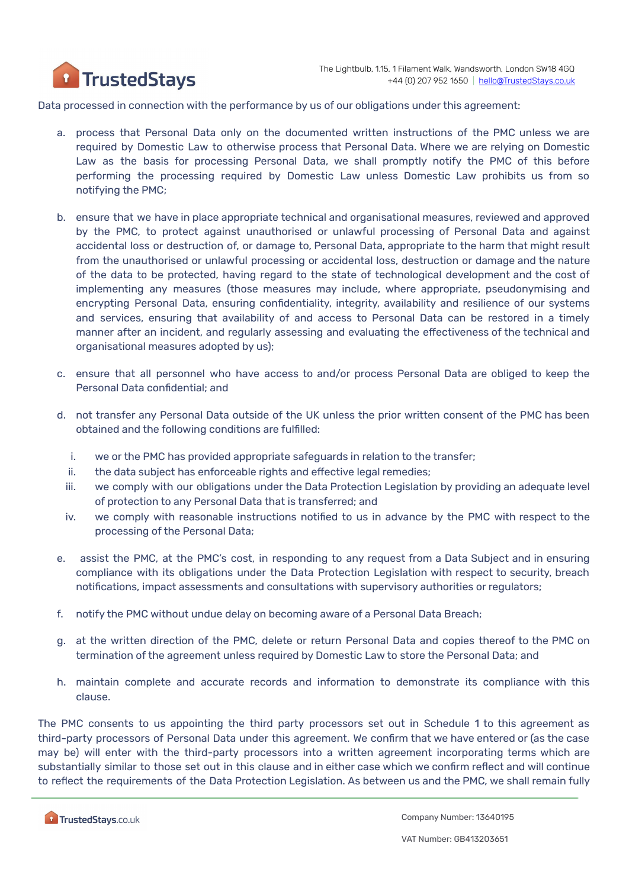Data processed in connection with the performance by us of our obligations under this agreement:

a. process that Personal Data only on the documented written instructions of the PMC unless we are required by Domestic Law to otherwise process that Personal Data. Where we are relying on Domestic Law as the basis for processing Personal Data, we shall promptly notify the PMC of this before performing the processing required by Domestic Law unless Domestic Law prohibits us from so notifying the PMC;

b. ensure that we have in place appropriate technical and organisational measures, reviewed and approved by the PMC, to protect against unauthorised or unlawful processing of Personal Data and against accidental loss or destruction of, or damage to, Personal Data, appropriate to the harm that might result from the unauthorised or unlawful processing or accidental loss, destruction or damage and the nature of the data to be protected, having regard to the state of technological development and the cost of implementing any measures (those measures may include, where appropriate, pseudonymising and encrypting Personal Data, ensuring confidentiality, integrity, availability and resilience of our systems and services, ensuring that availability of and access to Personal Data can be restored in a timely manner after an incident, and regularly assessing and evaluating the effectiveness of the technical and organisational measures adopted by us);

c. ensure that all personnel who have access to and/or process Personal Data are obliged to keep the Personal Data confidential; and

d. not transfer any Personal Data outside of the UK unless the prior written consent of the PMC has been obtained and the following conditions are fulfilled:

   i. we or the PMC has provided appropriate safeguards in relation to the transfer;
   ii. the data subject has enforceable rights and effective legal remedies;
   iii. we comply with our obligations under the Data Protection Legislation by providing an adequate level of protection to any Personal Data that is transferred; and
   iv. we comply with reasonable instructions notified to us in advance by the PMC with respect to the processing of the Personal Data;

e. assist the PMC, at the PMC's cost, in responding to any request from a Data Subject and in ensuring compliance with its obligations under the Data Protection Legislation with respect to security, breach notifications, impact assessments and consultations with supervisory authorities or regulators;

f. notify the PMC without undue delay on becoming aware of a Personal Data Breach;

g. at the written direction of the PMC, delete or return Personal Data and copies thereof to the PMC on termination of the agreement unless required by Domestic Law to store the Personal Data; and

h. maintain complete and accurate records and information to demonstrate its compliance with this clause.

The PMC consents to us appointing the third party processors set out in Schedule 1 to this agreement as third-party processors of Personal Data under this agreement. We confirm that we have entered or (as the case may be) will enter with the third-party processors into a written agreement incorporating terms which are substantially similar to those set out in this clause and in either case which we confirm reflect and will continue to reflect the requirements of the Data Protection Legislation. As between us and the PMC, we shall remain fully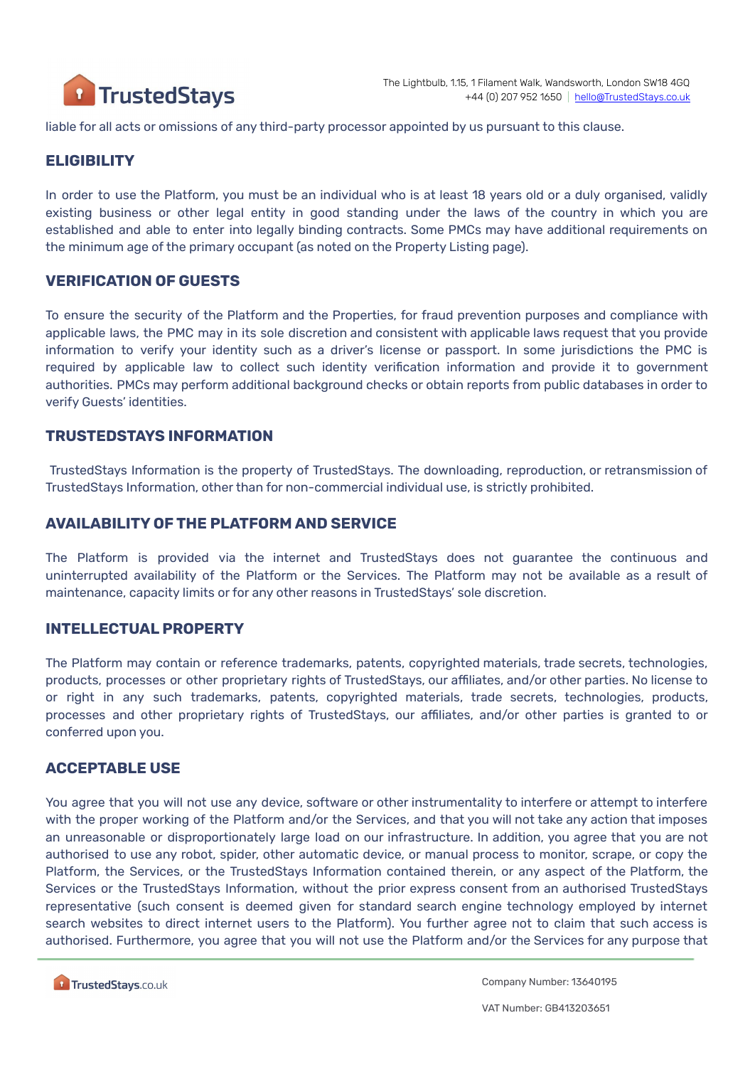liable for all acts or omissions of any third-party processor appointed by us pursuant to this clause.

## ELIGIBILITY

In order to use the Platform, you must be an individual who is at least 18 years old or a duly organised, validly existing business or other legal entity in good standing under the laws of the country in which you are established and able to enter into legally binding contracts. Some PMCs may have additional requirements on the minimum age of the primary occupant (as noted on the Property Listing page).

## VERIFICATION OF GUESTS

To ensure the security of the Platform and the Properties, for fraud prevention purposes and compliance with applicable laws, the PMC may in its sole discretion and consistent with applicable laws request that you provide information to verify your identity such as a driver's license or passport. In some jurisdictions the PMC is required by applicable law to collect such identity verification information and provide it to government authorities. PMCs may perform additional background checks or obtain reports from public databases in order to verify Guests' identities.

## TRUSTEDSTAYS INFORMATION

TrustedStays Information is the property of TrustedStays. The downloading, reproduction, or retransmission of TrustedStays Information, other than for non-commercial individual use, is strictly prohibited.

## AVAILABILITY OF THE PLATFORM AND SERVICE

The Platform is provided via the internet and TrustedStays does not guarantee the continuous and uninterrupted availability of the Platform or the Services. The Platform may not be available as a result of maintenance, capacity limits or for any other reasons in TrustedStays' sole discretion.

## INTELLECTUAL PROPERTY

The Platform may contain or reference trademarks, patents, copyrighted materials, trade secrets, technologies, products, processes or other proprietary rights of TrustedStays, our affiliates, and/or other parties. No license to or right in any such trademarks, patents, copyrighted materials, trade secrets, technologies, products, processes and other proprietary rights of TrustedStays, our affiliates, and/or other parties is granted to or conferred upon you.

## ACCEPTABLE USE

You agree that you will not use any device, software or other instrumentality to interfere or attempt to interfere with the proper working of the Platform and/or the Services, and that you will not take any action that imposes an unreasonable or disproportionately large load on our infrastructure. In addition, you agree that you are not authorised to use any robot, spider, other automatic device, or manual process to monitor, scrape, or copy the Platform, the Services, or the TrustedStays Information contained therein, or any aspect of the Platform, the Services or the TrustedStays Information, without the prior express consent from an authorised TrustedStays representative (such consent is deemed given for standard search engine technology employed by internet search websites to direct internet users to the Platform). You further agree not to claim that such access is authorised. Furthermore, you agree that you will not use the Platform and/or the Services for any purpose that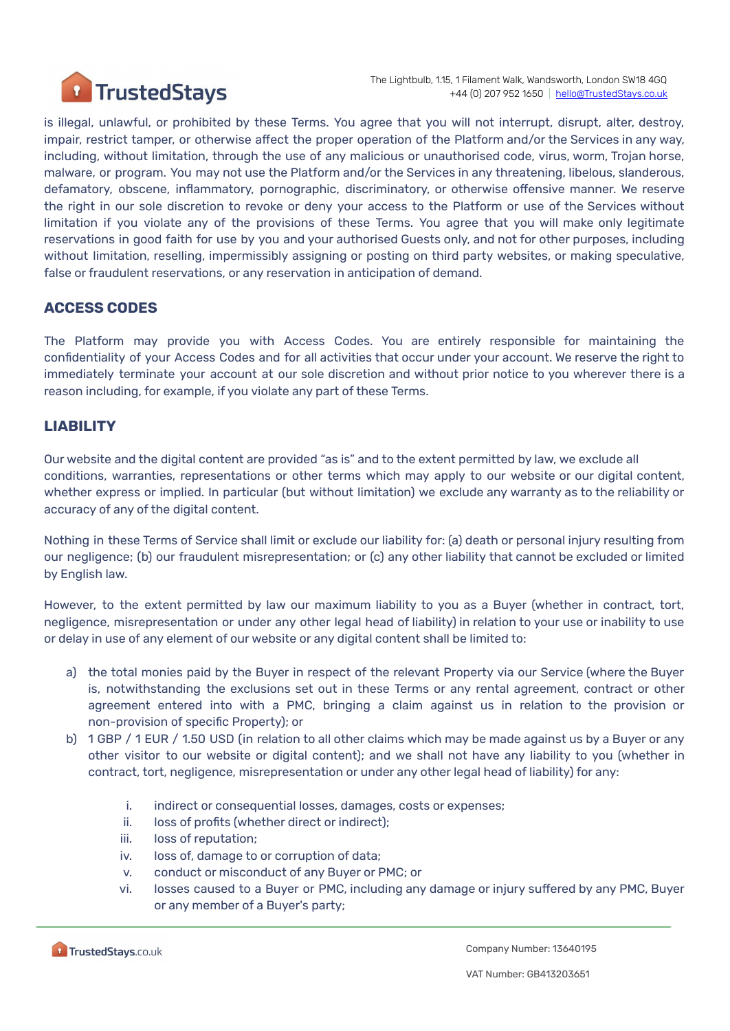is illegal, unlawful, or prohibited by these Terms. You agree that you will not interrupt, disrupt, alter, destroy, impair, restrict tamper, or otherwise affect the proper operation of the Platform and/or the Services in any way, including, without limitation, through the use of any malicious or unauthorised code, virus, worm, Trojan horse, malware, or program. You may not use the Platform and/or the Services in any threatening, libelous, slanderous, defamatory, obscene, inflammatory, pornographic, discriminatory, or otherwise offensive manner. We reserve the right in our sole discretion to revoke or deny your access to the Platform or use of the Services without limitation if you violate any of the provisions of these Terms. You agree that you will make only legitimate reservations in good faith for use by you and your authorised Guests only, and not for other purposes, including without limitation, reselling, impermissibly assigning or posting on third party websites, or making speculative, false or fraudulent reservations, or any reservation in anticipation of demand.

## ACCESS CODES

The Platform may provide you with Access Codes. You are entirely responsible for maintaining the confidentiality of your Access Codes and for all activities that occur under your account. We reserve the right to immediately terminate your account at our sole discretion and without prior notice to you wherever there is a reason including, for example, if you violate any part of these Terms.

## LIABILITY

Our website and the digital content are provided "as is" and to the extent permitted by law, we exclude all conditions, warranties, representations or other terms which may apply to our website or our digital content, whether express or implied. In particular (but without limitation) we exclude any warranty as to the reliability or accuracy of any of the digital content.

Nothing in these Terms of Service shall limit or exclude our liability for: (a) death or personal injury resulting from our negligence; (b) our fraudulent misrepresentation; or (c) any other liability that cannot be excluded or limited by English law.

However, to the extent permitted by law our maximum liability to you as a Buyer (whether in contract, tort, negligence, misrepresentation or under any other legal head of liability) in relation to your use or inability to use or delay in use of any element of our website or any digital content shall be limited to:

a) the total monies paid by the Buyer in respect of the relevant Property via our Service (where the Buyer is, notwithstanding the exclusions set out in these Terms or any rental agreement, contract or other agreement entered into with a PMC, bringing a claim against us in relation to the provision or non-provision of specific Property); or
b) 1 GBP / 1 EUR / 1.50 USD (in relation to all other claims which may be made against us by a Buyer or any other visitor to our website or digital content); and we shall not have any liability to you (whether in contract, tort, negligence, misrepresentation or under any other legal head of liability) for any:

    i. indirect or consequential losses, damages, costs or expenses;
    ii. loss of profits (whether direct or indirect);
    iii. loss of reputation;
    iv. loss of, damage to or corruption of data;
    v. conduct or misconduct of any Buyer or PMC; or
    vi. losses caused to a Buyer or PMC, including any damage or injury suffered by any PMC, Buyer or any member of a Buyer's party;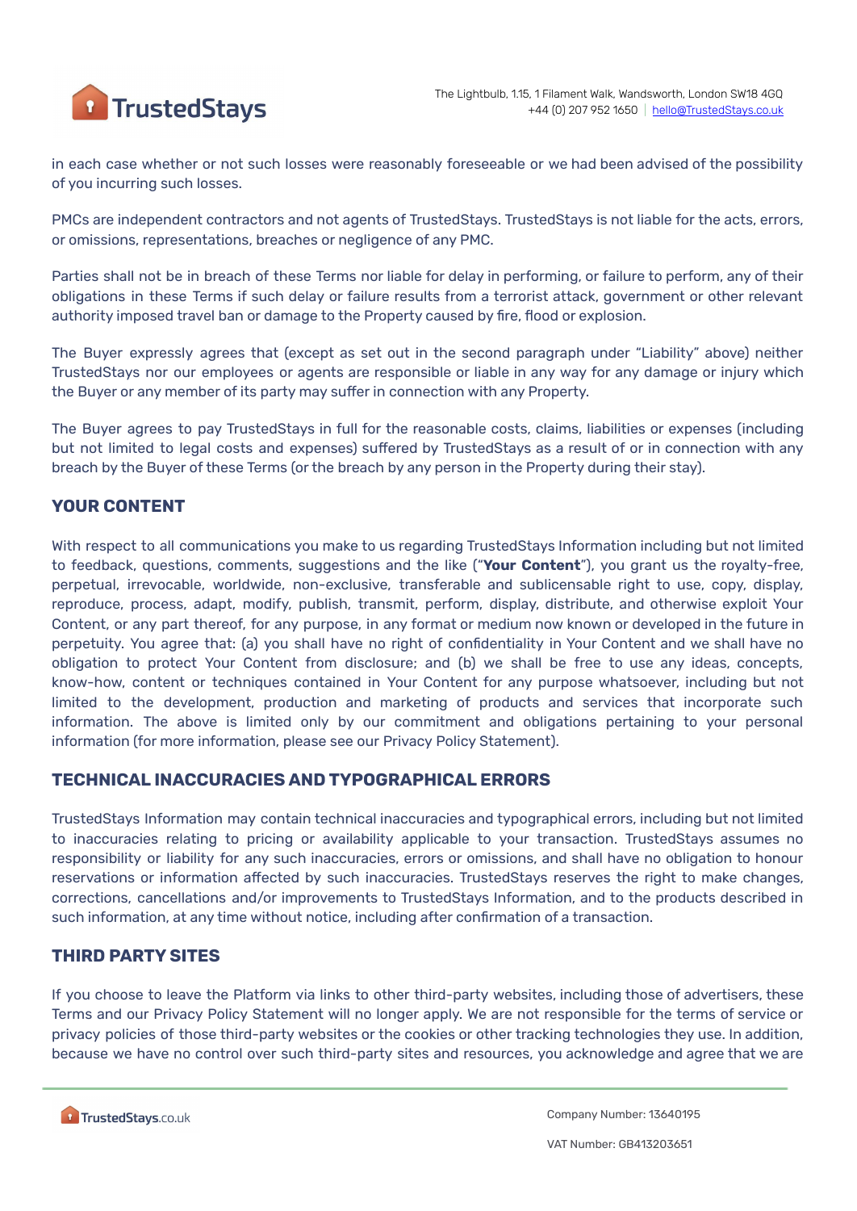in each case whether or not such losses were reasonably foreseeable or we had been advised of the possibility of you incurring such losses.

PMCs are independent contractors and not agents of TrustedStays. TrustedStays is not liable for the acts, errors, or omissions, representations, breaches or negligence of any PMC.

Parties shall not be in breach of these Terms nor liable for delay in performing, or failure to perform, any of their obligations in these Terms if such delay or failure results from a terrorist attack, government or other relevant authority imposed travel ban or damage to the Property caused by fire, flood or explosion.

The Buyer expressly agrees that (except as set out in the second paragraph under "Liability" above) neither TrustedStays nor our employees or agents are responsible or liable in any way for any damage or injury which the Buyer or any member of its party may suffer in connection with any Property.

The Buyer agrees to pay TrustedStays in full for the reasonable costs, claims, liabilities or expenses (including but not limited to legal costs and expenses) suffered by TrustedStays as a result of or in connection with any breach by the Buyer of these Terms (or the breach by any person in the Property during their stay).

## YOUR CONTENT

With respect to all communications you make to us regarding TrustedStays Information including but not limited to feedback, questions, comments, suggestions and the like ("**Your Content**"), you grant us the royalty-free, perpetual, irrevocable, worldwide, non-exclusive, transferable and sublicensable right to use, copy, display, reproduce, process, adapt, modify, publish, transmit, perform, display, distribute, and otherwise exploit Your Content, or any part thereof, for any purpose, in any format or medium now known or developed in the future in perpetuity. You agree that: (a) you shall have no right of confidentiality in Your Content and we shall have no obligation to protect Your Content from disclosure; and (b) we shall be free to use any ideas, concepts, know-how, content or techniques contained in Your Content for any purpose whatsoever, including but not limited to the development, production and marketing of products and services that incorporate such information. The above is limited only by our commitment and obligations pertaining to your personal information (for more information, please see our Privacy Policy Statement).

## TECHNICAL INACCURACIES AND TYPOGRAPHICAL ERRORS

TrustedStays Information may contain technical inaccuracies and typographical errors, including but not limited to inaccuracies relating to pricing or availability applicable to your transaction. TrustedStays assumes no responsibility or liability for any such inaccuracies, errors or omissions, and shall have no obligation to honour reservations or information affected by such inaccuracies. TrustedStays reserves the right to make changes, corrections, cancellations and/or improvements to TrustedStays Information, and to the products described in such information, at any time without notice, including after confirmation of a transaction.

## THIRD PARTY SITES

If you choose to leave the Platform via links to other third-party websites, including those of advertisers, these Terms and our Privacy Policy Statement will no longer apply. We are not responsible for the terms of service or privacy policies of those third-party websites or the cookies or other tracking technologies they use. In addition, because we have no control over such third-party sites and resources, you acknowledge and agree that we are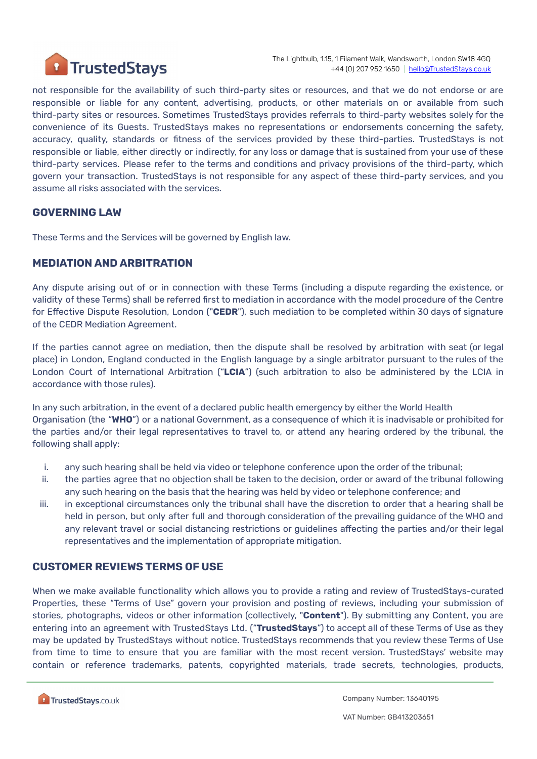not responsible for the availability of such third-party sites or resources, and that we do not endorse or are responsible or liable for any content, advertising, products, or other materials on or available from such third-party sites or resources. Sometimes TrustedStays provides referrals to third-party websites solely for the convenience of its Guests. TrustedStays makes no representations or endorsements concerning the safety, accuracy, quality, standards or fitness of the services provided by these third-parties. TrustedStays is not responsible or liable, either directly or indirectly, for any loss or damage that is sustained from your use of these third-party services. Please refer to the terms and conditions and privacy provisions of the third-party, which govern your transaction. TrustedStays is not responsible for any aspect of these third-party services, and you assume all risks associated with the services.

## GOVERNING LAW

These Terms and the Services will be governed by English law.

## MEDIATION AND ARBITRATION

Any dispute arising out of or in connection with these Terms (including a dispute regarding the existence, or validity of these Terms) shall be referred first to mediation in accordance with the model procedure of the Centre for Effective Dispute Resolution, London ("**CEDR**"), such mediation to be completed within 30 days of signature of the CEDR Mediation Agreement.

If the parties cannot agree on mediation, then the dispute shall be resolved by arbitration with seat (or legal place) in London, England conducted in the English language by a single arbitrator pursuant to the rules of the London Court of International Arbitration ("**LCIA**") (such arbitration to also be administered by the LCIA in accordance with those rules).

In any such arbitration, in the event of a declared public health emergency by either the World Health Organisation (the "**WHO**") or a national Government, as a consequence of which it is inadvisable or prohibited for the parties and/or their legal representatives to travel to, or attend any hearing ordered by the tribunal, the following shall apply:

i. any such hearing shall be held via video or telephone conference upon the order of the tribunal;
ii. the parties agree that no objection shall be taken to the decision, order or award of the tribunal following any such hearing on the basis that the hearing was held by video or telephone conference; and
iii. in exceptional circumstances only the tribunal shall have the discretion to order that a hearing shall be held in person, but only after full and thorough consideration of the prevailing guidance of the WHO and any relevant travel or social distancing restrictions or guidelines affecting the parties and/or their legal representatives and the implementation of appropriate mitigation.

## CUSTOMER REVIEWS TERMS OF USE

When we make available functionality which allows you to provide a rating and review of TrustedStays-curated Properties, these "Terms of Use" govern your provision and posting of reviews, including your submission of stories, photographs, videos or other information (collectively, "**Content**"). By submitting any Content, you are entering into an agreement with TrustedStays Ltd. ("**TrustedStays**") to accept all of these Terms of Use as they may be updated by TrustedStays without notice. TrustedStays recommends that you review these Terms of Use from time to time to ensure that you are familiar with the most recent version. TrustedStays' website may contain or reference trademarks, patents, copyrighted materials, trade secrets, technologies, products,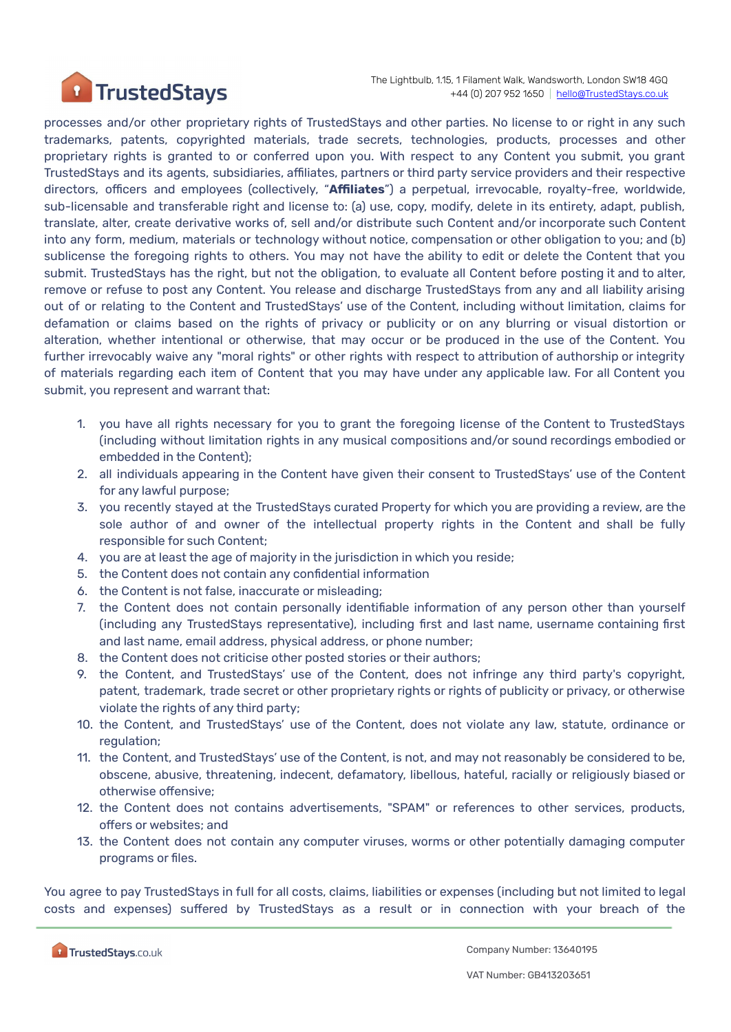processes and/or other proprietary rights of TrustedStays and other parties. No license to or right in any such trademarks, patents, copyrighted materials, trade secrets, technologies, products, processes and other proprietary rights is granted to or conferred upon you. With respect to any Content you submit, you grant TrustedStays and its agents, subsidiaries, affiliates, partners or third party service providers and their respective directors, officers and employees (collectively, "**Affiliates**") a perpetual, irrevocable, royalty-free, worldwide, sub-licensable and transferable right and license to: (a) use, copy, modify, delete in its entirety, adapt, publish, translate, alter, create derivative works of, sell and/or distribute such Content and/or incorporate such Content into any form, medium, materials or technology without notice, compensation or other obligation to you; and (b) sublicense the foregoing rights to others. You may not have the ability to edit or delete the Content that you submit. TrustedStays has the right, but not the obligation, to evaluate all Content before posting it and to alter, remove or refuse to post any Content. You release and discharge TrustedStays from any and all liability arising out of or relating to the Content and TrustedStays' use of the Content, including without limitation, claims for defamation or claims based on the rights of privacy or publicity or on any blurring or visual distortion or alteration, whether intentional or otherwise, that may occur or be produced in the use of the Content. You further irrevocably waive any "moral rights" or other rights with respect to attribution of authorship or integrity of materials regarding each item of Content that you may have under any applicable law. For all Content you submit, you represent and warrant that:

1. you have all rights necessary for you to grant the foregoing license of the Content to TrustedStays (including without limitation rights in any musical compositions and/or sound recordings embodied or embedded in the Content);
2. all individuals appearing in the Content have given their consent to TrustedStays' use of the Content for any lawful purpose;
3. you recently stayed at the TrustedStays curated Property for which you are providing a review, are the sole author of and owner of the intellectual property rights in the Content and shall be fully responsible for such Content;
4. you are at least the age of majority in the jurisdiction in which you reside;
5. the Content does not contain any confidential information
6. the Content is not false, inaccurate or misleading;
7. the Content does not contain personally identifiable information of any person other than yourself (including any TrustedStays representative), including first and last name, username containing first and last name, email address, physical address, or phone number;
8. the Content does not criticise other posted stories or their authors;
9. the Content, and TrustedStays' use of the Content, does not infringe any third party's copyright, patent, trademark, trade secret or other proprietary rights or rights of publicity or privacy, or otherwise violate the rights of any third party;
10. the Content, and TrustedStays' use of the Content, does not violate any law, statute, ordinance or regulation;
11. the Content, and TrustedStays' use of the Content, is not, and may not reasonably be considered to be, obscene, abusive, threatening, indecent, defamatory, libellous, hateful, racially or religiously biased or otherwise offensive;
12. the Content does not contains advertisements, "SPAM" or references to other services, products, offers or websites; and
13. the Content does not contain any computer viruses, worms or other potentially damaging computer programs or files.

You agree to pay TrustedStays in full for all costs, claims, liabilities or expenses (including but not limited to legal costs and expenses) suffered by TrustedStays as a result or in connection with your breach of the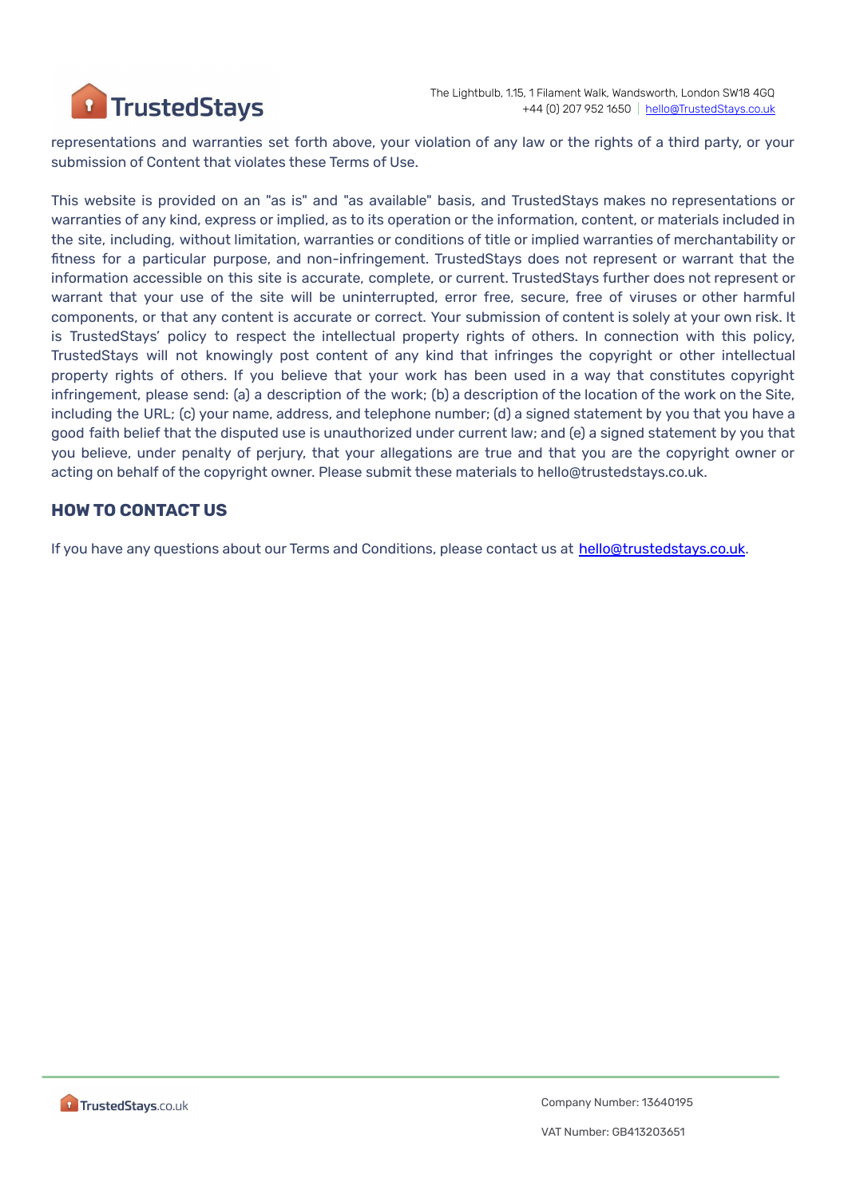representations and warranties set forth above, your violation of any law or the rights of a third party, or your submission of Content that violates these Terms of Use.

This website is provided on an "as is" and "as available" basis, and TrustedStays makes no representations or warranties of any kind, express or implied, as to its operation or the information, content, or materials included in the site, including, without limitation, warranties or conditions of title or implied warranties of merchantability or fitness for a particular purpose, and non-infringement. TrustedStays does not represent or warrant that the information accessible on this site is accurate, complete, or current. TrustedStays further does not represent or warrant that your use of the site will be uninterrupted, error free, secure, free of viruses or other harmful components, or that any content is accurate or correct. Your submission of content is solely at your own risk. It is TrustedStays' policy to respect the intellectual property rights of others. In connection with this policy, TrustedStays will not knowingly post content of any kind that infringes the copyright or other intellectual property rights of others. If you believe that your work has been used in a way that constitutes copyright infringement, please send: (a) a description of the work; (b) a description of the location of the work on the Site, including the URL; (c) your name, address, and telephone number; (d) a signed statement by you that you have a good faith belief that the disputed use is unauthorized under current law; and (e) a signed statement by you that you believe, under penalty of perjury, that your allegations are true and that you are the copyright owner or acting on behalf of the copyright owner. Please submit these materials to hello@trustedstays.co.uk.

## HOW TO CONTACT US

If you have any questions about our Terms and Conditions, please contact us at hello@trustedstays.co.uk.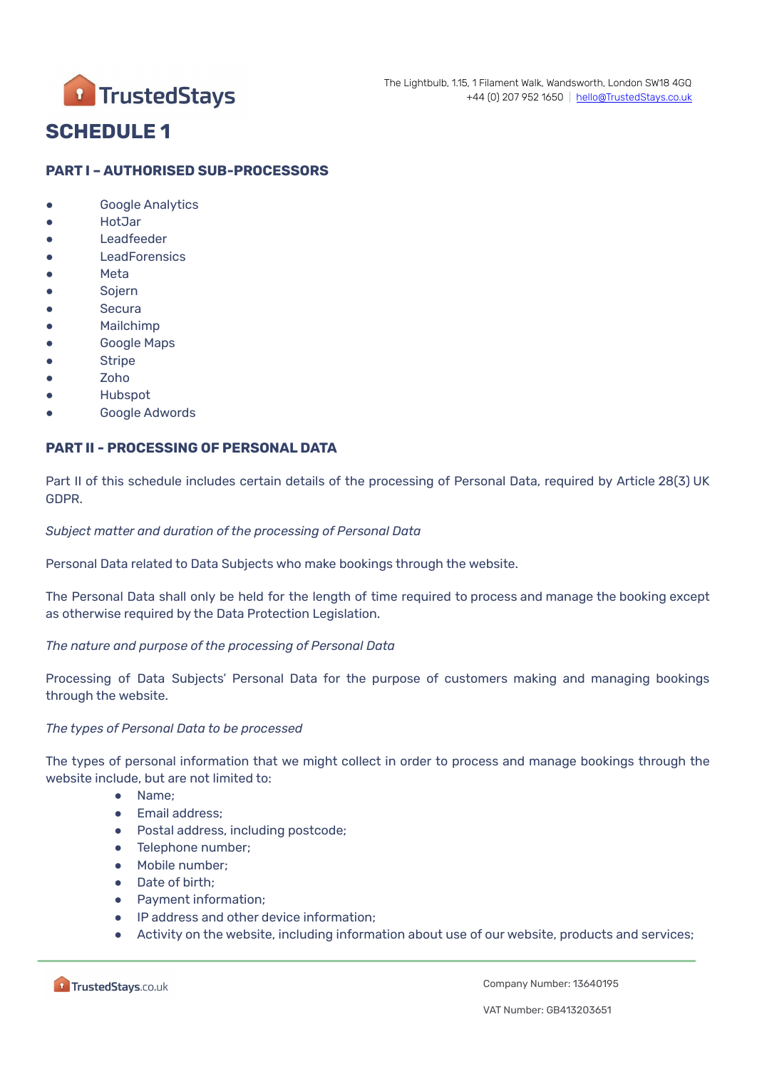# SCHEDULE 1

## PART I – AUTHORISED SUB-PROCESSORS

- Google Analytics
- HotJar
- Leadfeeder
- LeadForensics
- Meta
- Sojern
- Secura
- Mailchimp
- Google Maps
- Stripe
- Zoho
- Hubspot
- Google Adwords

## PART II - PROCESSING OF PERSONAL DATA

Part II of this schedule includes certain details of the processing of Personal Data, required by Article 28(3) UK GDPR.

*Subject matter and duration of the processing of Personal Data*

Personal Data related to Data Subjects who make bookings through the website.

The Personal Data shall only be held for the length of time required to process and manage the booking except as otherwise required by the Data Protection Legislation.

*The nature and purpose of the processing of Personal Data*

Processing of Data Subjects' Personal Data for the purpose of customers making and managing bookings through the website.

*The types of Personal Data to be processed*

The types of personal information that we might collect in order to process and manage bookings through the website include, but are not limited to:

- Name;
- Email address;
- Postal address, including postcode;
- Telephone number;
- Mobile number;
- Date of birth;
- Payment information;
- IP address and other device information;
- Activity on the website, including information about use of our website, products and services;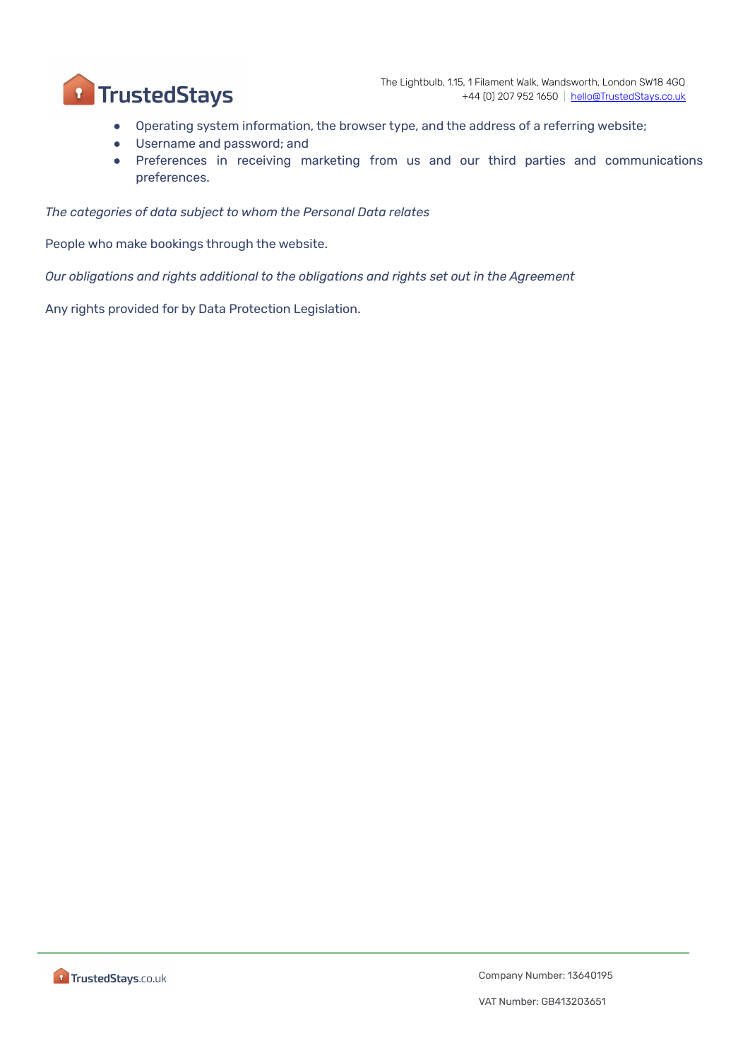- Operating system information, the browser type, and the address of a referring website;
- Username and password; and
- Preferences in receiving marketing from us and our third parties and communications preferences.

*The categories of data subject to whom the Personal Data relates*

People who make bookings through the website.

*Our obligations and rights additional to the obligations and rights set out in the Agreement*

Any rights provided for by Data Protection Legislation.